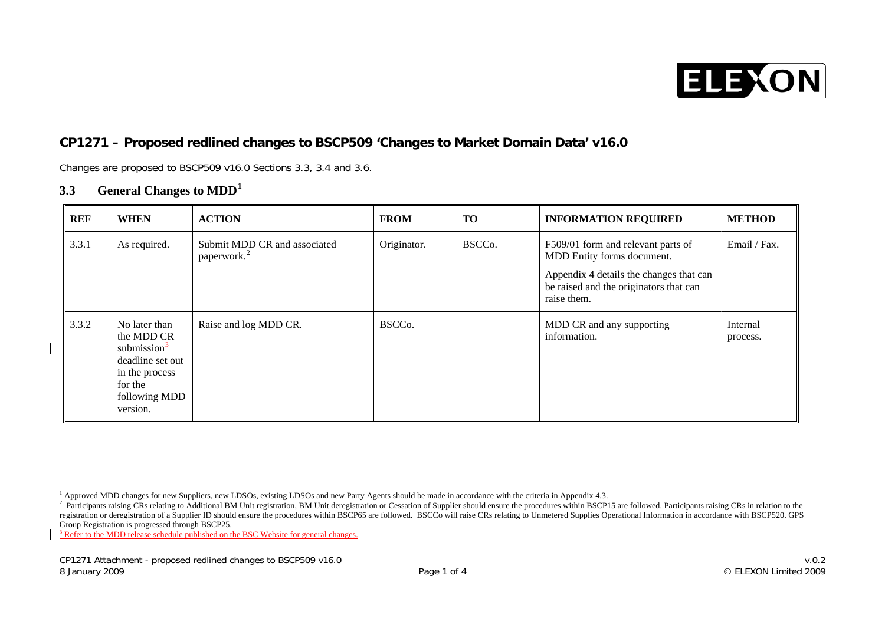## CP1271 – Proposed redlined changes to BSCP509 'Changes to Market Domain Data' v16.0

Changes are proposed to BSCP509 v16.0 Sections 3.3, 3.4 and 3.6.

### 3.3 General Changes to MDD[1]

| REF | WHEN | ACTION | FROM | TO | INFORMATION REQUIRED | METHOD |
|---|---|---|---|---|---|---|
| 3.3.1 | As required. | Submit MDD CR and associated paperwork.[2] | Originator. | BSCCo. | F509/01 form and relevant parts of MDD Entity forms document.<br><br>Appendix 4 details the changes that can be raised and the originators that can raise them. | Email / Fax. |
| 3.3.2 | No later than the MDD CR submission[3] deadline set out in the process for the following MDD version. | Raise and log MDD CR. | BSCCo. | | MDD CR and any supporting information. | Internal process. |

[1] Approved MDD changes for new Suppliers, new LDSOs, existing LDSOs and new Party Agents should be made in accordance with the criteria in Appendix 4.3.

[2] Participants raising CRs relating to Additional BM Unit registration, BM Unit deregistration or Cessation of Supplier should ensure the procedures within BSCP15 are followed. Participants raising CRs in relation to the registration or deregistration of a Supplier ID should ensure the procedures within BSCP65 are followed. BSCCo will raise CRs relating to Unmetered Supplies Operational Information in accordance with BSCP520. GPS Group Registration is progressed through BSCP25.

[3] Refer to the MDD release schedule published on the BSC Website for general changes.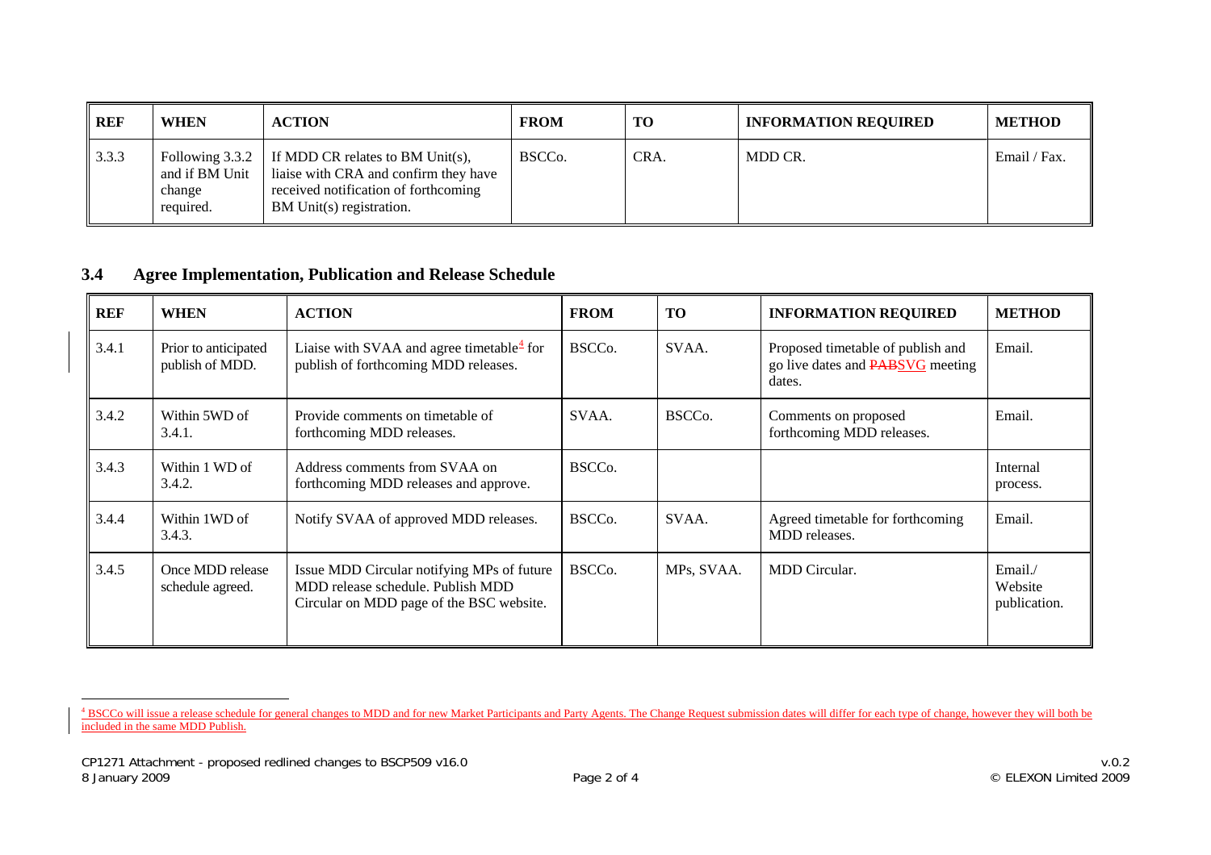| REF | WHEN | ACTION | FROM | TO | INFORMATION REQUIRED | METHOD |
|---|---|---|---|---|---|---|
| 3.3.3 | Following 3.3.2 and if BM Unit change required. | If MDD CR relates to BM Unit(s), liaise with CRA and confirm they have received notification of forthcoming BM Unit(s) registration. | BSCCo. | CRA. | MDD CR. | Email / Fax. |

### 3.4 Agree Implementation, Publication and Release Schedule

| REF | WHEN | ACTION | FROM | TO | INFORMATION REQUIRED | METHOD |
|---|---|---|---|---|---|---|
| 3.4.1 | Prior to anticipated publish of MDD. | Liaise with SVAA and agree timetable[4] for publish of forthcoming MDD releases. | BSCCo. | SVAA. | Proposed timetable of publish and go live dates and ~~PAB~~SVG meeting dates. | Email. |
| 3.4.2 | Within 5WD of 3.4.1. | Provide comments on timetable of forthcoming MDD releases. | SVAA. | BSCCo. | Comments on proposed forthcoming MDD releases. | Email. |
| 3.4.3 | Within 1 WD of 3.4.2. | Address comments from SVAA on forthcoming MDD releases and approve. | BSCCo. | | | Internal process. |
| 3.4.4 | Within 1WD of 3.4.3. | Notify SVAA of approved MDD releases. | BSCCo. | SVAA. | Agreed timetable for forthcoming MDD releases. | Email. |
| 3.4.5 | Once MDD release schedule agreed. | Issue MDD Circular notifying MPs of future MDD release schedule. Publish MDD Circular on MDD page of the BSC website. | BSCCo. | MPs, SVAA. | MDD Circular. | Email./ Website publication. |

[4] BSCCo will issue a release schedule for general changes to MDD and for new Market Participants and Party Agents. The Change Request submission dates will differ for each type of change, however they will both be included in the same MDD Publish.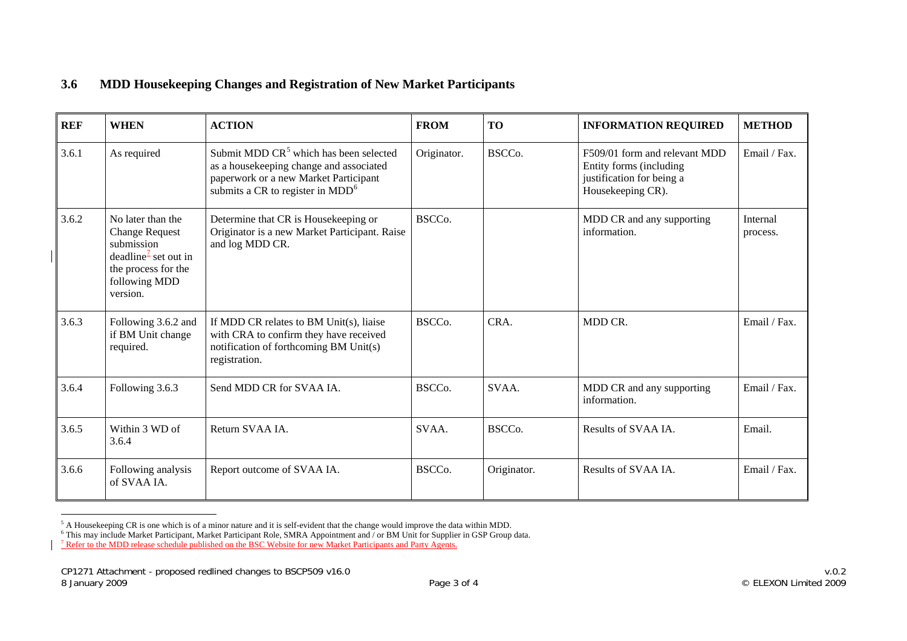## 3.6 MDD Housekeeping Changes and Registration of New Market Participants

| REF | WHEN | ACTION | FROM | TO | INFORMATION REQUIRED | METHOD |
|---|---|---|---|---|---|---|
| 3.6.1 | As required | Submit MDD CR[5] which has been selected as a housekeeping change and associated paperwork or a new Market Participant submits a CR to register in MDD[6] | Originator. | BSCCo. | F509/01 form and relevant MDD Entity forms (including justification for being a Housekeeping CR). | Email / Fax. |
| 3.6.2 | No later than the Change Request submission deadline[7] set out in the process for the following MDD version. | Determine that CR is Housekeeping or Originator is a new Market Participant. Raise and log MDD CR. | BSCCo. | | MDD CR and any supporting information. | Internal process. |
| 3.6.3 | Following 3.6.2 and if BM Unit change required. | If MDD CR relates to BM Unit(s), liaise with CRA to confirm they have received notification of forthcoming BM Unit(s) registration. | BSCCo. | CRA. | MDD CR. | Email / Fax. |
| 3.6.4 | Following 3.6.3 | Send MDD CR for SVAA IA. | BSCCo. | SVAA. | MDD CR and any supporting information. | Email / Fax. |
| 3.6.5 | Within 3 WD of 3.6.4 | Return SVAA IA. | SVAA. | BSCCo. | Results of SVAA IA. | Email. |
| 3.6.6 | Following analysis of SVAA IA. | Report outcome of SVAA IA. | BSCCo. | Originator. | Results of SVAA IA. | Email / Fax. |

[5] A Housekeeping CR is one which is of a minor nature and it is self-evident that the change would improve the data within MDD.

[6] This may include Market Participant, Market Participant Role, SMRA Appointment and / or BM Unit for Supplier in GSP Group data.

[7] Refer to the MDD release schedule published on the BSC Website for new Market Participants and Party Agents.